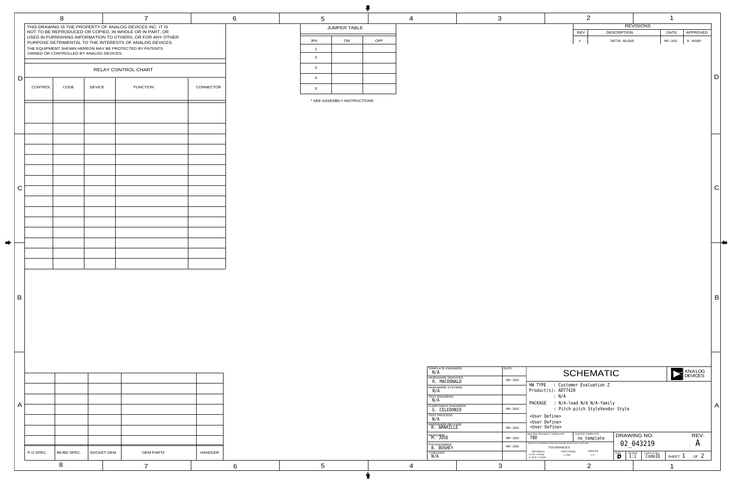THIS DRAWING IS THE PROPERTY OF ANALOG DEVICES INC. IT IS NOT TO BE REPRODUCED OR COPIED, IN WHOLE OR IN PART, OR USED IN FURNISHING INFORMATION TO OTHERS, OR FOR ANY OTHER PURPOSE DETRIMENTAL TO THE INTERESTS OF ANALOG DEVICES. THE EQUIPMENT SHOWN HEREON MAY BE PROTECTED BY PATENTS OWNED OR CONTROLLED BY ANALOG DEVICES.

## RELAY CONTROL CHART

| CONTROL | CODE | DEVICE | FUNCTION | CONNECTOR |
|---|---|---|---|---|
| | | | | |

## JUMPER TABLE

| JP# | ON | OFF |
|---|---|---|
| 1 | | |
| 2 | | |
| 3 | | |
| 4 | | |
| 5 | | |

\* SEE ASSEMBLY INSTRUCTIONS

## REVISIONS

| REV | DESCRIPTION | DATE | APPROVED |
|---|---|---|---|
| A | INITIAL RELEASE | MAY-2016 | B. BUSHEY |

| P.O SPEC. | BK/BD SPEC. | SOCKET OEM | OEM PART# | HANDLER |
|---|---|---|---|---|
| | | | | |

| ROLE | NAME | DATE |
|---|---|---|
| TEMPLATE ENGINEER | N/A | |
| HARDWARE SERVICES | R. MACDONALD | MAY-2016 |
| HARDWARE SYSTEMS | N/A | |
| TEST ENGINEER | N/A | |
| COMPONENT ENGINEER | G. CELEDONIO | MAY-2016 |
| TEST PROCESS | N/A | |
| HARDWARE RELEASE | R. AMARILLE | MAY-2016 |
| DESIGNER | M. JOSE | MAY-2016 |
| PTD ENGINEER | B. BUSHEY | MAY-2016 |
| CHECKER | N/A | |

# SCHEMATIC

ANALOG DEVICES

HW TYPE : Customer Evaluation Z
Product(s): ADT7420
: N/A
PACKAGE : N/A-lead N/A N/A-family
: Pitch-pitch StyleVendor Style
<User Define>
<User Define>
<User Define>

MASTER PROJECT TEMPLATE: TBD
TESTER TEMPLATE: no_template

UNLESS OTHERWISE SPECIFIED DIMENSIONS ARE IN INCHES
TOLERANCES
DECIMALS X.XX ±0.010 X.XXX ±0.005 | FRACTIONS ±1/32 | ANGLES ±2

DRAWING NO. 02_043219
REV. A
SIZE D | SCALE 1:1 | CODE ID NO. CodeID | SHEET 1 OF 2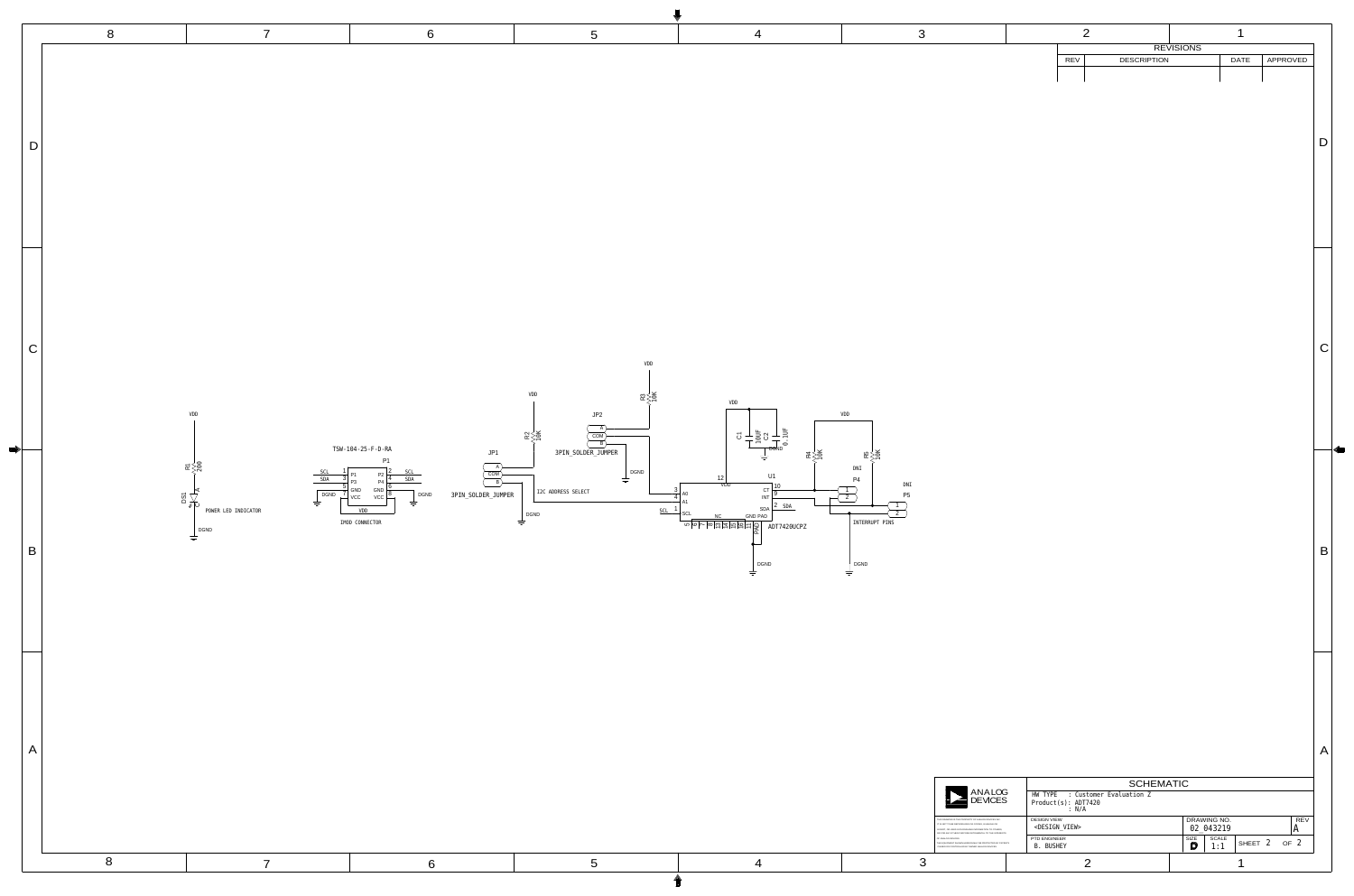REVISIONS

| REV | DESCRIPTION | DATE | APPROVED |
|---|---|---|---|
| | | | |

VDD
R1 200
DS1
POWER LED INDICATOR
DGND

TSW-104-25-F-D-RA
P1
SCL 1 P1 P2 2 SCL
SDA 3 P3 P4 4 SDA
DGND 5 GND GND 6 DGND
7 VCC VCC 8
VDD
IMDD CONNECTOR

JP1
A
COM
B
3PIN_SOLDER_JUMPER
VDD
R2 10K
DGND
I2C ADDRESS SELECT

JP2
A
COM
B
3PIN_SOLDER_JUMPER
VDD
R3 10K
DGND

VDD
C1 10UF
C2 0.1UF
DGND

U1
12 VDD
3 A0
4 A1
1 SCL
NC
10 CT
9 INT
2 SDA
GND PAD
ADT7420UCPZ
DGND

VDD
R4 10K
R5 10K
DNI
P4
1
2
DNI
P5
1
2
INTERRUPT PINS
DGND

ANALOG DEVICES

SCHEMATIC

HW TYPE : Customer Evaluation Z
Product(s): ADT7420
: N/A

DESIGN VIEW: <DESIGN_VIEW>
DRAWING NO.: 02_043219
REV: A
PTD ENGINEER: B. BUSHEY
SIZE: D
SCALE: 1:1
SHEET 2 OF 2